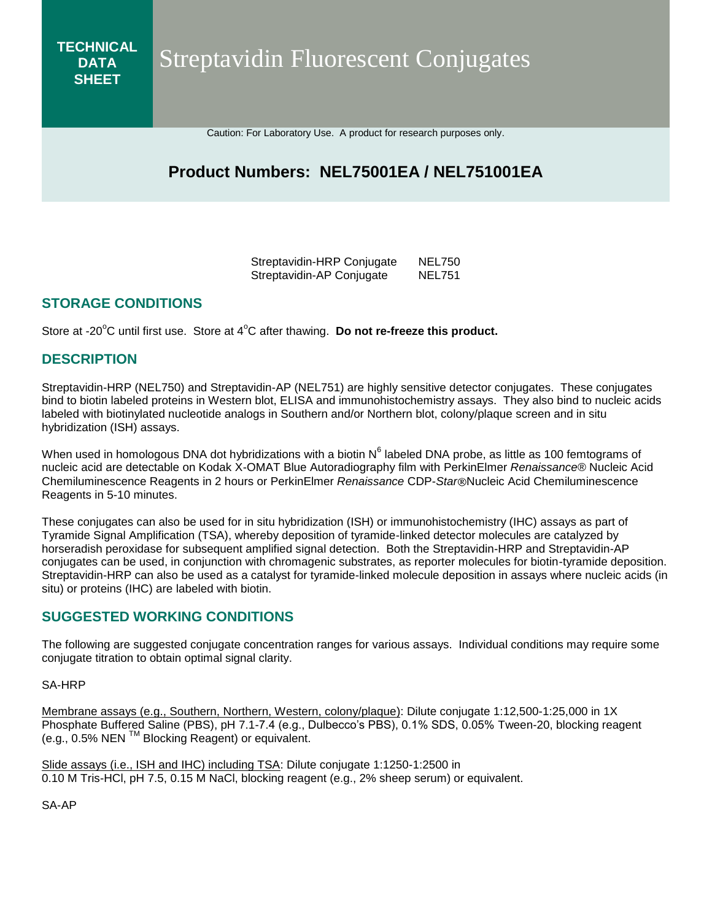**TECHNICAL DATA SHEET**

# Streptavidin Fluorescent Conjugates

Caution: For Laboratory Use. A product for research purposes only.

## Product Numbers: NEL75001EA / NEL751001EA

| | |
|---|---|
| Streptavidin-HRP Conjugate | NEL750 |
| Streptavidin-AP Conjugate | NEL751 |

## STORAGE CONDITIONS

Store at -20°C until first use. Store at 4°C after thawing. **Do not re-freeze this product.**

## DESCRIPTION

Streptavidin-HRP (NEL750) and Streptavidin-AP (NEL751) are highly sensitive detector conjugates. These conjugates bind to biotin labeled proteins in Western blot, ELISA and immunohistochemistry assays. They also bind to nucleic acids labeled with biotinylated nucleotide analogs in Southern and/or Northern blot, colony/plaque screen and in situ hybridization (ISH) assays.

When used in homologous DNA dot hybridizations with a biotin $N^6$ labeled DNA probe, as little as 100 femtograms of nucleic acid are detectable on Kodak X-OMAT Blue Autoradiography film with PerkinElmer *Renaissance*® Nucleic Acid Chemiluminescence Reagents in 2 hours or PerkinElmer *Renaissance* CDP-*Star*®Nucleic Acid Chemiluminescence Reagents in 5-10 minutes.

These conjugates can also be used for in situ hybridization (ISH) or immunohistochemistry (IHC) assays as part of Tyramide Signal Amplification (TSA), whereby deposition of tyramide-linked detector molecules are catalyzed by horseradish peroxidase for subsequent amplified signal detection. Both the Streptavidin-HRP and Streptavidin-AP conjugates can be used, in conjunction with chromagenic substrates, as reporter molecules for biotin-tyramide deposition. Streptavidin-HRP can also be used as a catalyst for tyramide-linked molecule deposition in assays where nucleic acids (in situ) or proteins (IHC) are labeled with biotin.

## SUGGESTED WORKING CONDITIONS

The following are suggested conjugate concentration ranges for various assays. Individual conditions may require some conjugate titration to obtain optimal signal clarity.

SA-HRP

Membrane assays (e.g., Southern, Northern, Western, colony/plaque): Dilute conjugate 1:12,500-1:25,000 in 1X Phosphate Buffered Saline (PBS), pH 7.1-7.4 (e.g., Dulbecco's PBS), 0.1% SDS, 0.05% Tween-20, blocking reagent (e.g., 0.5% NEN ™ Blocking Reagent) or equivalent.

Slide assays (i.e., ISH and IHC) including TSA: Dilute conjugate 1:1250-1:2500 in 0.10 M Tris-HCl, pH 7.5, 0.15 M NaCl, blocking reagent (e.g., 2% sheep serum) or equivalent.

SA-AP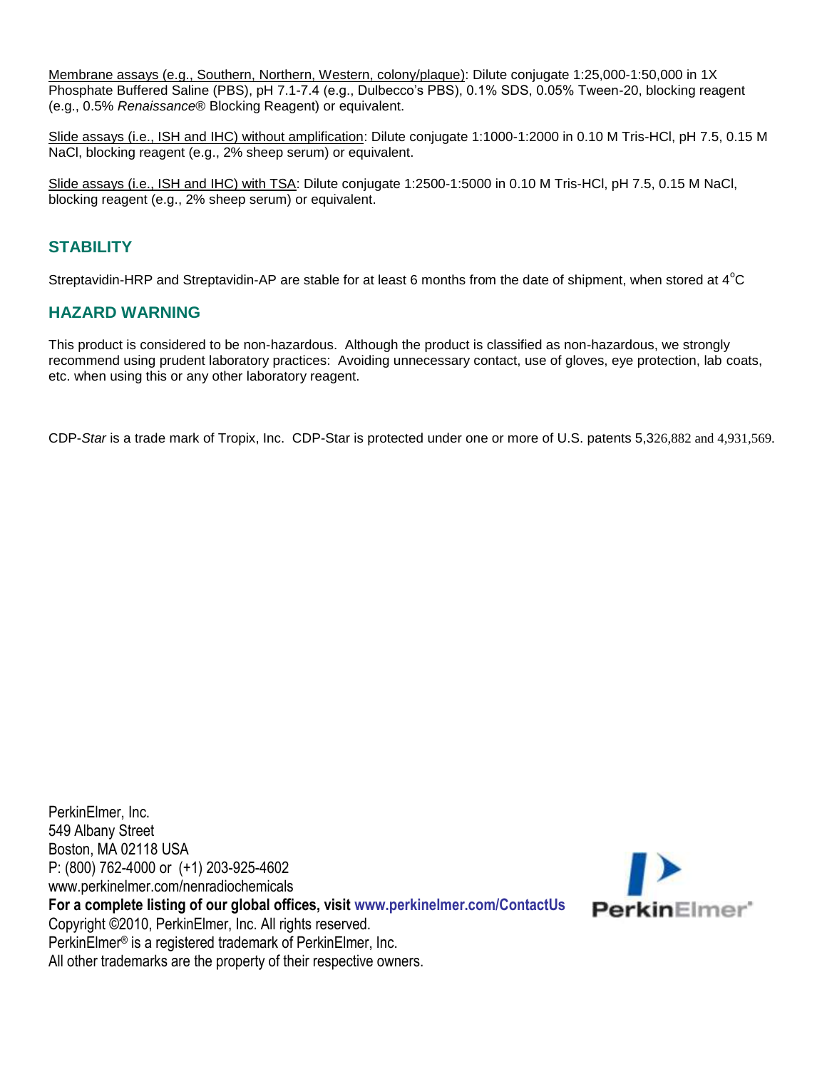Membrane assays (e.g., Southern, Northern, Western, colony/plaque): Dilute conjugate 1:25,000-1:50,000 in 1X Phosphate Buffered Saline (PBS), pH 7.1-7.4 (e.g., Dulbecco's PBS), 0.1% SDS, 0.05% Tween-20, blocking reagent (e.g., 0.5% *Renaissance*® Blocking Reagent) or equivalent.

Slide assays (i.e., ISH and IHC) without amplification: Dilute conjugate 1:1000-1:2000 in 0.10 M Tris-HCl, pH 7.5, 0.15 M NaCl, blocking reagent (e.g., 2% sheep serum) or equivalent.

Slide assays (i.e., ISH and IHC) with TSA: Dilute conjugate 1:2500-1:5000 in 0.10 M Tris-HCl, pH 7.5, 0.15 M NaCl, blocking reagent (e.g., 2% sheep serum) or equivalent.

## STABILITY

Streptavidin-HRP and Streptavidin-AP are stable for at least 6 months from the date of shipment, when stored at 4°C

## HAZARD WARNING

This product is considered to be non-hazardous. Although the product is classified as non-hazardous, we strongly recommend using prudent laboratory practices: Avoiding unnecessary contact, use of gloves, eye protection, lab coats, etc. when using this or any other laboratory reagent.

CDP-*Star* is a trade mark of Tropix, Inc. CDP-Star is protected under one or more of U.S. patents 5,326,882 and 4,931,569.

PerkinElmer, Inc.
549 Albany Street
Boston, MA 02118 USA
P: (800) 762-4000 or (+1) 203-925-4602
www.perkinelmer.com/nenradiochemicals
**For a complete listing of our global offices, visit www.perkinelmer.com/ContactUs**
Copyright ©2010, PerkinElmer, Inc. All rights reserved.
PerkinElmer® is a registered trademark of PerkinElmer, Inc.
All other trademarks are the property of their respective owners.

PerkinElmer®